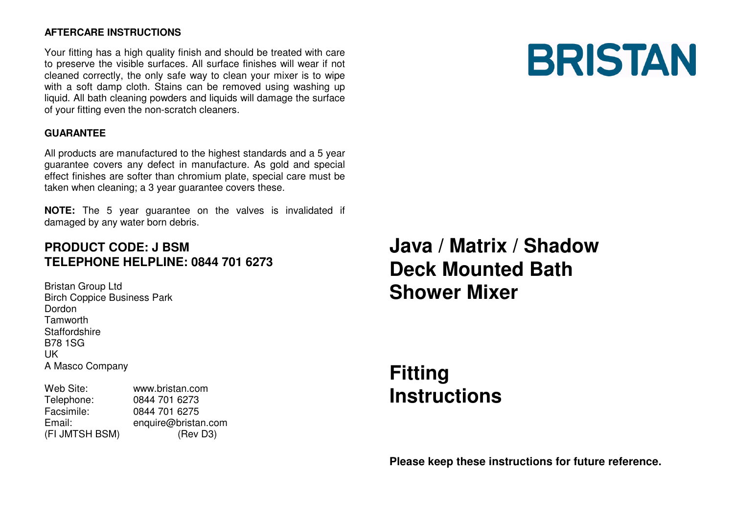## AFTERCARE INSTRUCTIONS

Your fitting has a high quality finish and should be treated with care to preserve the visible surfaces. All surface finishes will wear if not cleaned correctly, the only safe way to clean your mixer is to wipe with a soft damp cloth. Stains can be removed using washing up liquid. All bath cleaning powders and liquids will damage the surface of your fitting even the non-scratch cleaners.

## GUARANTEE

All products are manufactured to the highest standards and a 5 year guarantee covers any defect in manufacture. As gold and special effect finishes are softer than chromium plate, special care must be taken when cleaning; a 3 year guarantee covers these.

**NOTE:** The 5 year guarantee on the valves is invalidated if damaged by any water born debris.

## PRODUCT CODE: J BSM
## TELEPHONE HELPLINE: 0844 701 6273

Bristan Group Ltd
Birch Coppice Business Park
Dordon
Tamworth
Staffordshire
B78 1SG
UK
A Masco Company

| | |
|---|---|
| Web Site: | www.bristan.com |
| Telephone: | 0844 701 6273 |
| Facsimile: | 0844 701 6275 |
| Email: | enquire@bristan.com |
| (FI JMTSH BSM) | (Rev D3) |

# BRISTAN

# Java / Matrix / Shadow Deck Mounted Bath Shower Mixer

# Fitting Instructions

**Please keep these instructions for future reference.**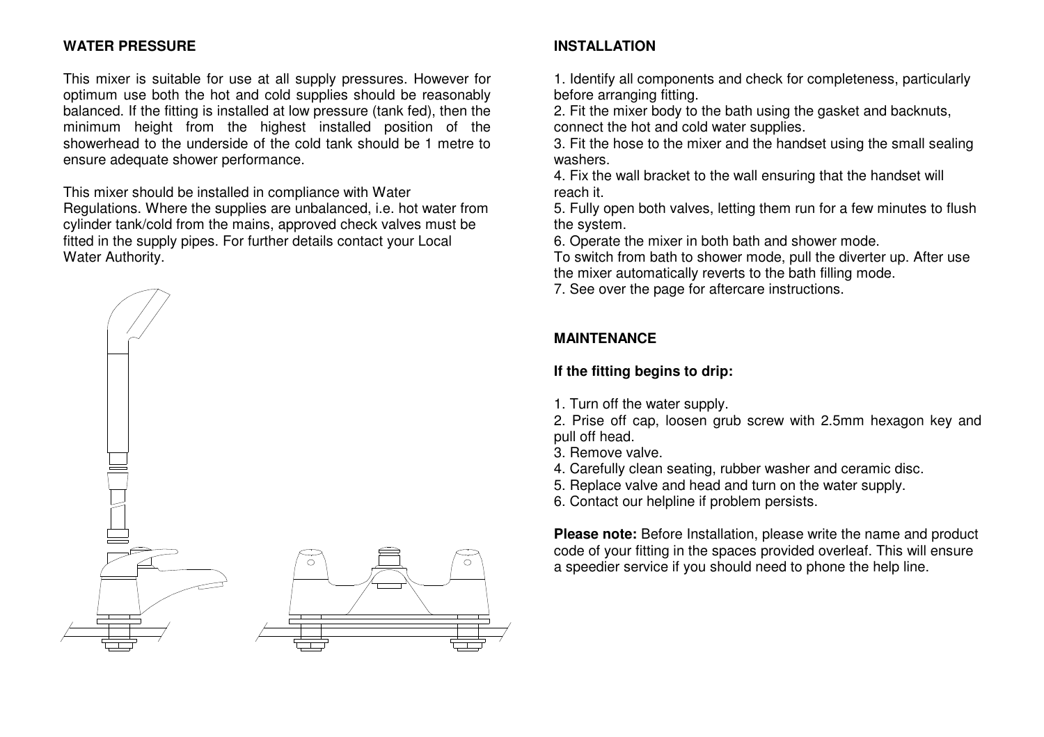**WATER PRESSURE**

This mixer is suitable for use at all supply pressures. However for optimum use both the hot and cold supplies should be reasonably balanced. If the fitting is installed at low pressure (tank fed), then the minimum height from the highest installed position of the showerhead to the underside of the cold tank should be 1 metre to ensure adequate shower performance.

This mixer should be installed in compliance with Water Regulations. Where the supplies are unbalanced, i.e. hot water from cylinder tank/cold from the mains, approved check valves must be fitted in the supply pipes. For further details contact your Local Water Authority.

**INSTALLATION**

1. Identify all components and check for completeness, particularly before arranging fitting.
2. Fit the mixer body to the bath using the gasket and backnuts, connect the hot and cold water supplies.
3. Fit the hose to the mixer and the handset using the small sealing washers.
4. Fix the wall bracket to the wall ensuring that the handset will reach it.
5. Fully open both valves, letting them run for a few minutes to flush the system.
6. Operate the mixer in both bath and shower mode.
To switch from bath to shower mode, pull the diverter up. After use the mixer automatically reverts to the bath filling mode.
7. See over the page for aftercare instructions.

**MAINTENANCE**

**If the fitting begins to drip:**

1. Turn off the water supply.
2. Prise off cap, loosen grub screw with 2.5mm hexagon key and pull off head.
3. Remove valve.
4. Carefully clean seating, rubber washer and ceramic disc.
5. Replace valve and head and turn on the water supply.
6. Contact our helpline if problem persists.

**Please note:** Before Installation, please write the name and product code of your fitting in the spaces provided overleaf. This will ensure a speedier service if you should need to phone the help line.